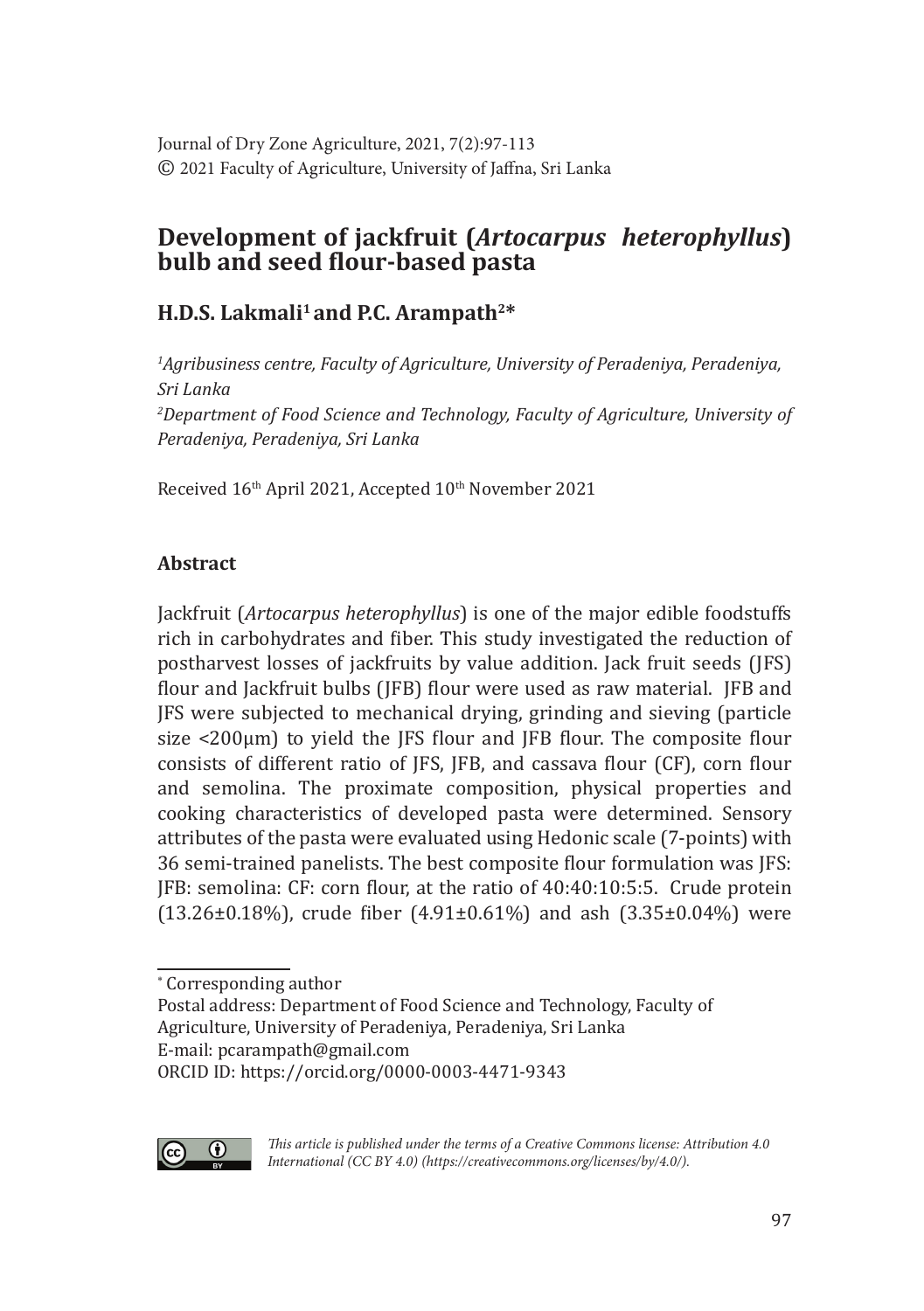Journal of Dry Zone Agriculture, 2021, 7(2):97-113
© 2021 Faculty of Agriculture, University of Jaffna, Sri Lanka

# Development of jackfruit (*Artocarpus heterophyllus*) bulb and seed flour-based pasta

## H.D.S. Lakmali[1] and P.C. Arampath[2*]

*[1]Agribusiness centre, Faculty of Agriculture, University of Peradeniya, Peradeniya, Sri Lanka*
*[2]Department of Food Science and Technology, Faculty of Agriculture, University of Peradeniya, Peradeniya, Sri Lanka*

Received 16th April 2021, Accepted 10th November 2021

### Abstract

Jackfruit (*Artocarpus heterophyllus*) is one of the major edible foodstuffs rich in carbohydrates and fiber. This study investigated the reduction of postharvest losses of jackfruits by value addition. Jack fruit seeds (JFS) flour and Jackfruit bulbs (JFB) flour were used as raw material. JFB and JFS were subjected to mechanical drying, grinding and sieving (particle size <200µm) to yield the JFS flour and JFB flour. The composite flour consists of different ratio of JFS, JFB, and cassava flour (CF), corn flour and semolina. The proximate composition, physical properties and cooking characteristics of developed pasta were determined. Sensory attributes of the pasta were evaluated using Hedonic scale (7-points) with 36 semi-trained panelists. The best composite flour formulation was JFS: JFB: semolina: CF: corn flour, at the ratio of 40:40:10:5:5. Crude protein (13.26±0.18%), crude fiber (4.91±0.61%) and ash (3.35±0.04%) were

---

\* Corresponding author
Postal address: Department of Food Science and Technology, Faculty of Agriculture, University of Peradeniya, Peradeniya, Sri Lanka
E-mail: pcarampath@gmail.com
ORCID ID: https://orcid.org/0000-0003-4471-9343

*This article is published under the terms of a Creative Commons license: Attribution 4.0 International (CC BY 4.0) (https://creativecommons.org/licenses/by/4.0/).*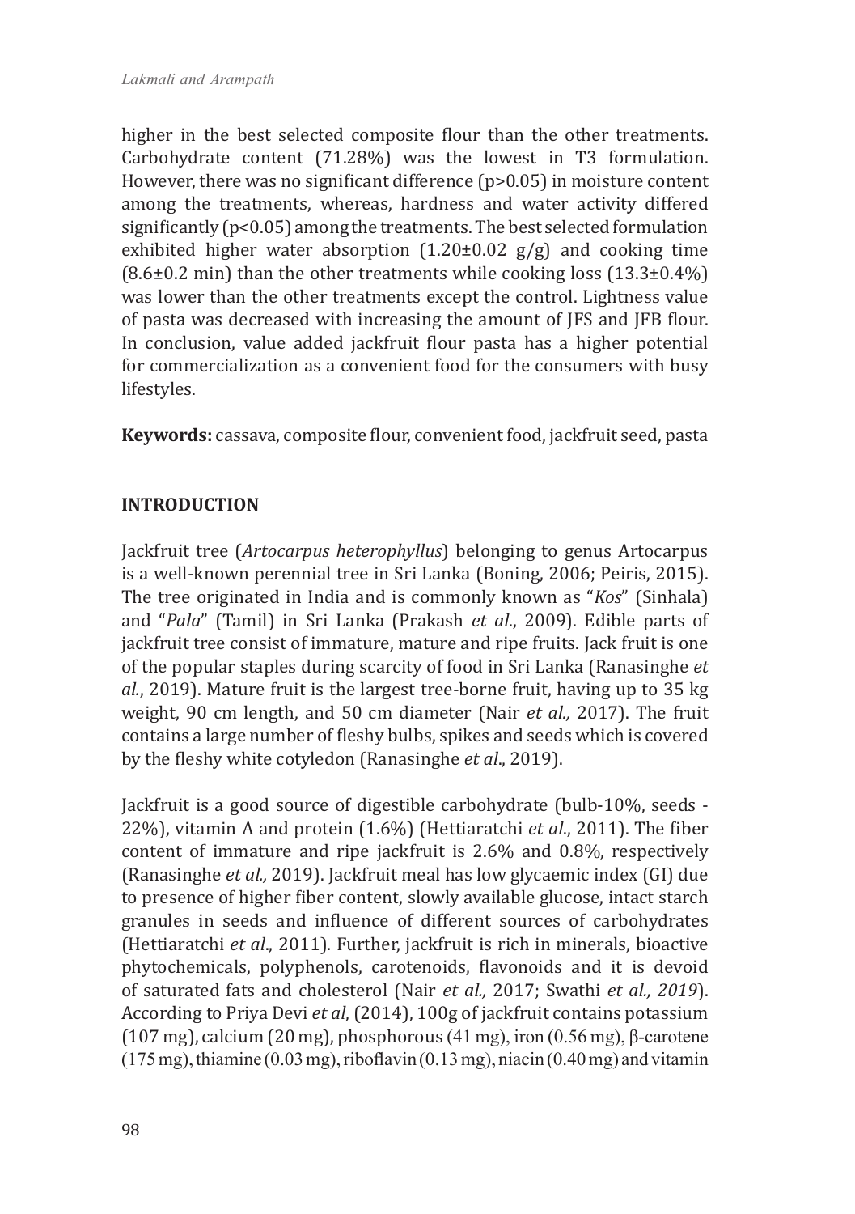higher in the best selected composite flour than the other treatments. Carbohydrate content (71.28%) was the lowest in T3 formulation. However, there was no significant difference ($p>0.05$) in moisture content among the treatments, whereas, hardness and water activity differed significantly ($p<0.05$) among the treatments. The best selected formulation exhibited higher water absorption (1.20±0.02 g/g) and cooking time (8.6±0.2 min) than the other treatments while cooking loss (13.3±0.4%) was lower than the other treatments except the control. Lightness value of pasta was decreased with increasing the amount of JFS and JFB flour. In conclusion, value added jackfruit flour pasta has a higher potential for commercialization as a convenient food for the consumers with busy lifestyles.

**Keywords:** cassava, composite flour, convenient food, jackfruit seed, pasta

## INTRODUCTION

Jackfruit tree (*Artocarpus heterophyllus*) belonging to genus Artocarpus is a well-known perennial tree in Sri Lanka (Boning, 2006; Peiris, 2015). The tree originated in India and is commonly known as "*Kos*" (Sinhala) and "*Pala*" (Tamil) in Sri Lanka (Prakash *et al*., 2009). Edible parts of jackfruit tree consist of immature, mature and ripe fruits. Jack fruit is one of the popular staples during scarcity of food in Sri Lanka (Ranasinghe *et al*., 2019). Mature fruit is the largest tree-borne fruit, having up to 35 kg weight, 90 cm length, and 50 cm diameter (Nair *et al.,* 2017). The fruit contains a large number of fleshy bulbs, spikes and seeds which is covered by the fleshy white cotyledon (Ranasinghe *et al*., 2019).

Jackfruit is a good source of digestible carbohydrate (bulb-10%, seeds - 22%), vitamin A and protein (1.6%) (Hettiaratchi *et al*., 2011). The fiber content of immature and ripe jackfruit is 2.6% and 0.8%, respectively (Ranasinghe *et al.,* 2019). Jackfruit meal has low glycaemic index (GI) due to presence of higher fiber content, slowly available glucose, intact starch granules in seeds and influence of different sources of carbohydrates (Hettiaratchi *et al*., 2011). Further, jackfruit is rich in minerals, bioactive phytochemicals, polyphenols, carotenoids, flavonoids and it is devoid of saturated fats and cholesterol (Nair *et al.,* 2017; Swathi *et al., 2019*). According to Priya Devi *et al*, (2014), 100g of jackfruit contains potassium (107 mg), calcium (20 mg), phosphorous (41 mg), iron (0.56 mg), β-carotene (175 mg), thiamine (0.03 mg), riboflavin (0.13 mg), niacin (0.40 mg) and vitamin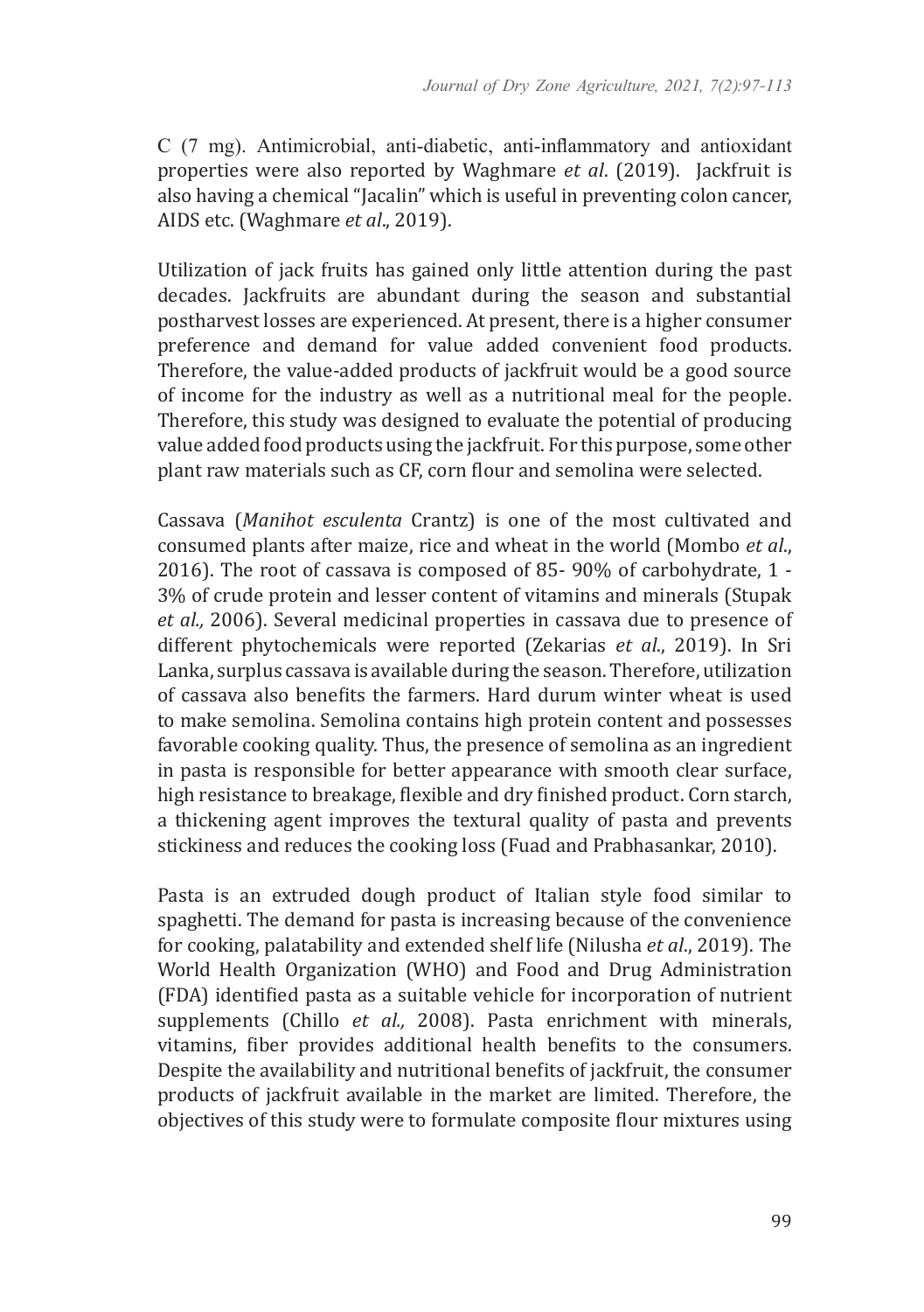C (7 mg). Antimicrobial, anti-diabetic, anti-inflammatory and antioxidant properties were also reported by Waghmare *et al*. (2019). Jackfruit is also having a chemical "Jacalin" which is useful in preventing colon cancer, AIDS etc. (Waghmare *et al*., 2019).

Utilization of jack fruits has gained only little attention during the past decades. Jackfruits are abundant during the season and substantial postharvest losses are experienced. At present, there is a higher consumer preference and demand for value added convenient food products. Therefore, the value-added products of jackfruit would be a good source of income for the industry as well as a nutritional meal for the people. Therefore, this study was designed to evaluate the potential of producing value added food products using the jackfruit. For this purpose, some other plant raw materials such as CF, corn flour and semolina were selected.

Cassava (*Manihot esculenta* Crantz) is one of the most cultivated and consumed plants after maize, rice and wheat in the world (Mombo *et al*., 2016). The root of cassava is composed of 85- 90% of carbohydrate, 1 - 3% of crude protein and lesser content of vitamins and minerals (Stupak *et al.,* 2006). Several medicinal properties in cassava due to presence of different phytochemicals were reported (Zekarias *et al*., 2019). In Sri Lanka, surplus cassava is available during the season. Therefore, utilization of cassava also benefits the farmers. Hard durum winter wheat is used to make semolina. Semolina contains high protein content and possesses favorable cooking quality. Thus, the presence of semolina as an ingredient in pasta is responsible for better appearance with smooth clear surface, high resistance to breakage, flexible and dry finished product. Corn starch, a thickening agent improves the textural quality of pasta and prevents stickiness and reduces the cooking loss (Fuad and Prabhasankar, 2010).

Pasta is an extruded dough product of Italian style food similar to spaghetti. The demand for pasta is increasing because of the convenience for cooking, palatability and extended shelf life (Nilusha *et al*., 2019). The World Health Organization (WHO) and Food and Drug Administration (FDA) identified pasta as a suitable vehicle for incorporation of nutrient supplements (Chillo *et al.,* 2008). Pasta enrichment with minerals, vitamins, fiber provides additional health benefits to the consumers. Despite the availability and nutritional benefits of jackfruit, the consumer products of jackfruit available in the market are limited. Therefore, the objectives of this study were to formulate composite flour mixtures using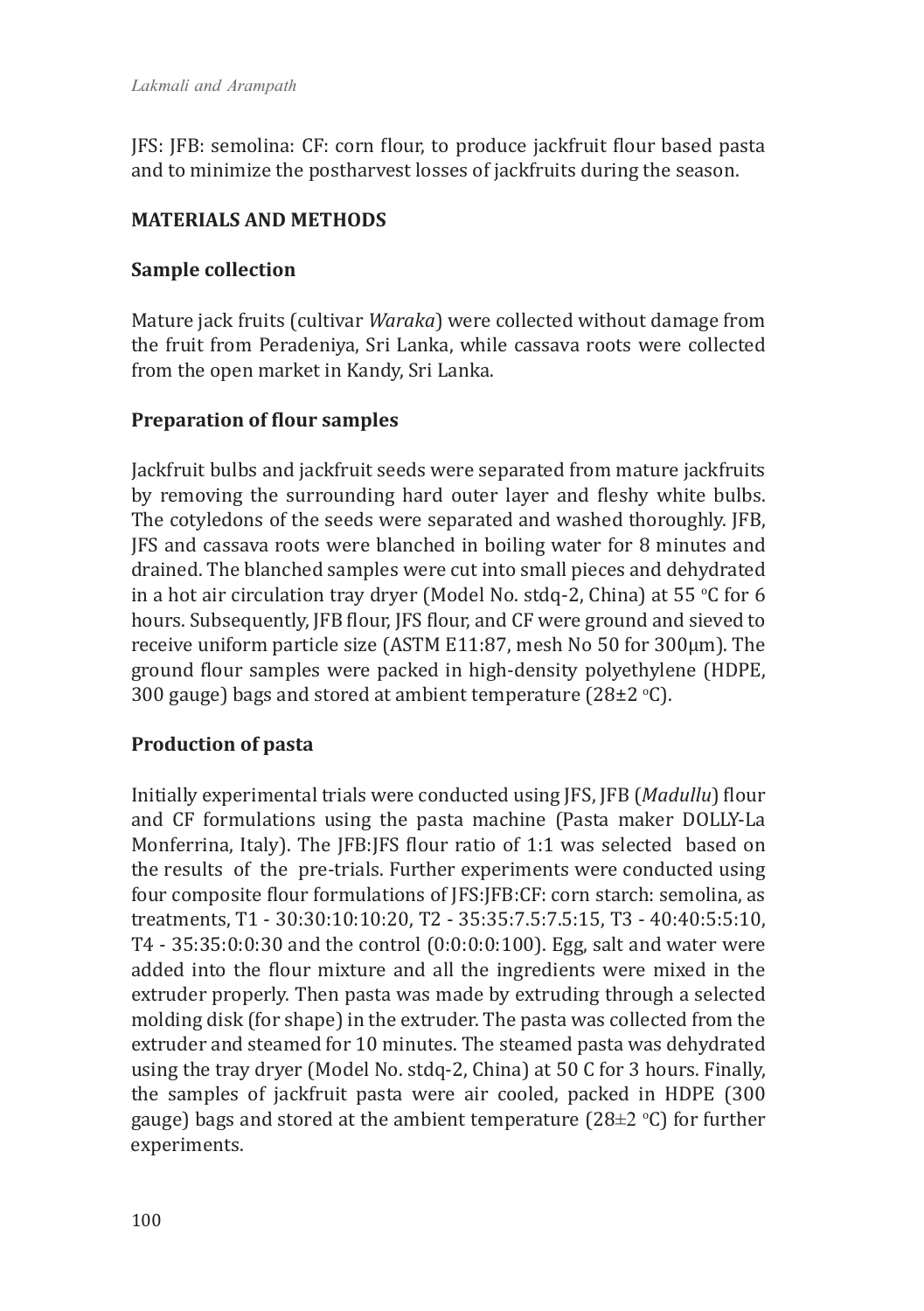JFS: JFB: semolina: CF: corn flour, to produce jackfruit flour based pasta and to minimize the postharvest losses of jackfruits during the season.

## MATERIALS AND METHODS

### Sample collection

Mature jack fruits (cultivar *Waraka*) were collected without damage from the fruit from Peradeniya, Sri Lanka, while cassava roots were collected from the open market in Kandy, Sri Lanka.

### Preparation of flour samples

Jackfruit bulbs and jackfruit seeds were separated from mature jackfruits by removing the surrounding hard outer layer and fleshy white bulbs. The cotyledons of the seeds were separated and washed thoroughly. JFB, JFS and cassava roots were blanched in boiling water for 8 minutes and drained. The blanched samples were cut into small pieces and dehydrated in a hot air circulation tray dryer (Model No. stdq-2, China) at 55 °C for 6 hours. Subsequently, JFB flour, JFS flour, and CF were ground and sieved to receive uniform particle size (ASTM E11:87, mesh No 50 for 300μm). The ground flour samples were packed in high-density polyethylene (HDPE, 300 gauge) bags and stored at ambient temperature (28±2 °C).

### Production of pasta

Initially experimental trials were conducted using JFS, JFB (*Madullu*) flour and CF formulations using the pasta machine (Pasta maker DOLLY-La Monferrina, Italy). The JFB:JFS flour ratio of 1:1 was selected based on the results of the pre-trials. Further experiments were conducted using four composite flour formulations of JFS:JFB:CF: corn starch: semolina, as treatments, T1 - 30:30:10:10:20, T2 - 35:35:7.5:7.5:15, T3 - 40:40:5:5:10, T4 - 35:35:0:0:30 and the control (0:0:0:0:100). Egg, salt and water were added into the flour mixture and all the ingredients were mixed in the extruder properly. Then pasta was made by extruding through a selected molding disk (for shape) in the extruder. The pasta was collected from the extruder and steamed for 10 minutes. The steamed pasta was dehydrated using the tray dryer (Model No. stdq-2, China) at 50 C for 3 hours. Finally, the samples of jackfruit pasta were air cooled, packed in HDPE (300 gauge) bags and stored at the ambient temperature (28±2 °C) for further experiments.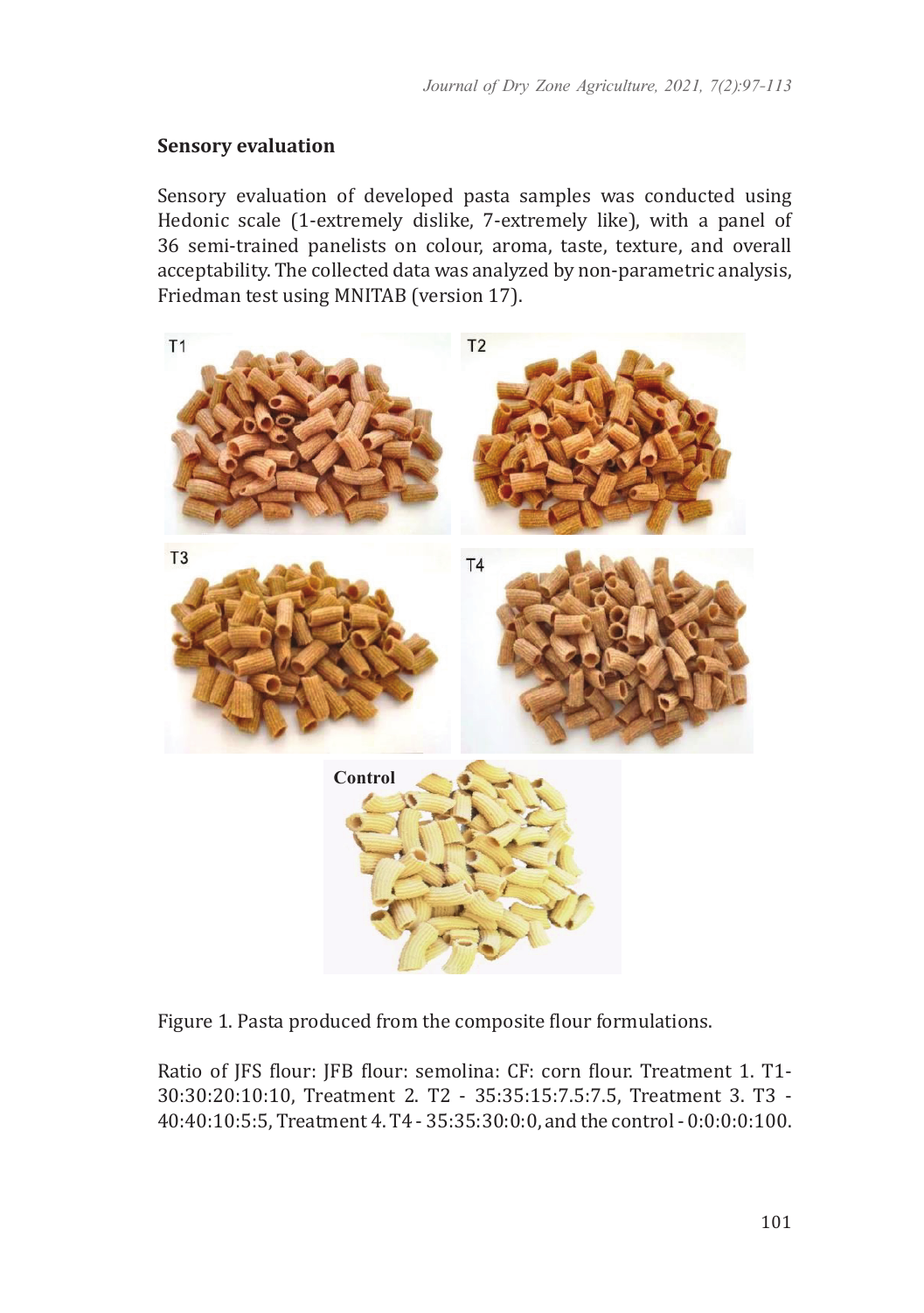## Sensory evaluation

Sensory evaluation of developed pasta samples was conducted using Hedonic scale (1-extremely dislike, 7-extremely like), with a panel of 36 semi-trained panelists on colour, aroma, taste, texture, and overall acceptability. The collected data was analyzed by non-parametric analysis, Friedman test using MNITAB (version 17).

Figure 1. Pasta produced from the composite flour formulations.

Ratio of JFS flour: JFB flour: semolina: CF: corn flour. Treatment 1. T1-30:30:20:10:10, Treatment 2. T2 - 35:35:15:7.5:7.5, Treatment 3. T3 - 40:40:10:5:5, Treatment 4. T4 - 35:35:30:0:0, and the control - 0:0:0:0:100.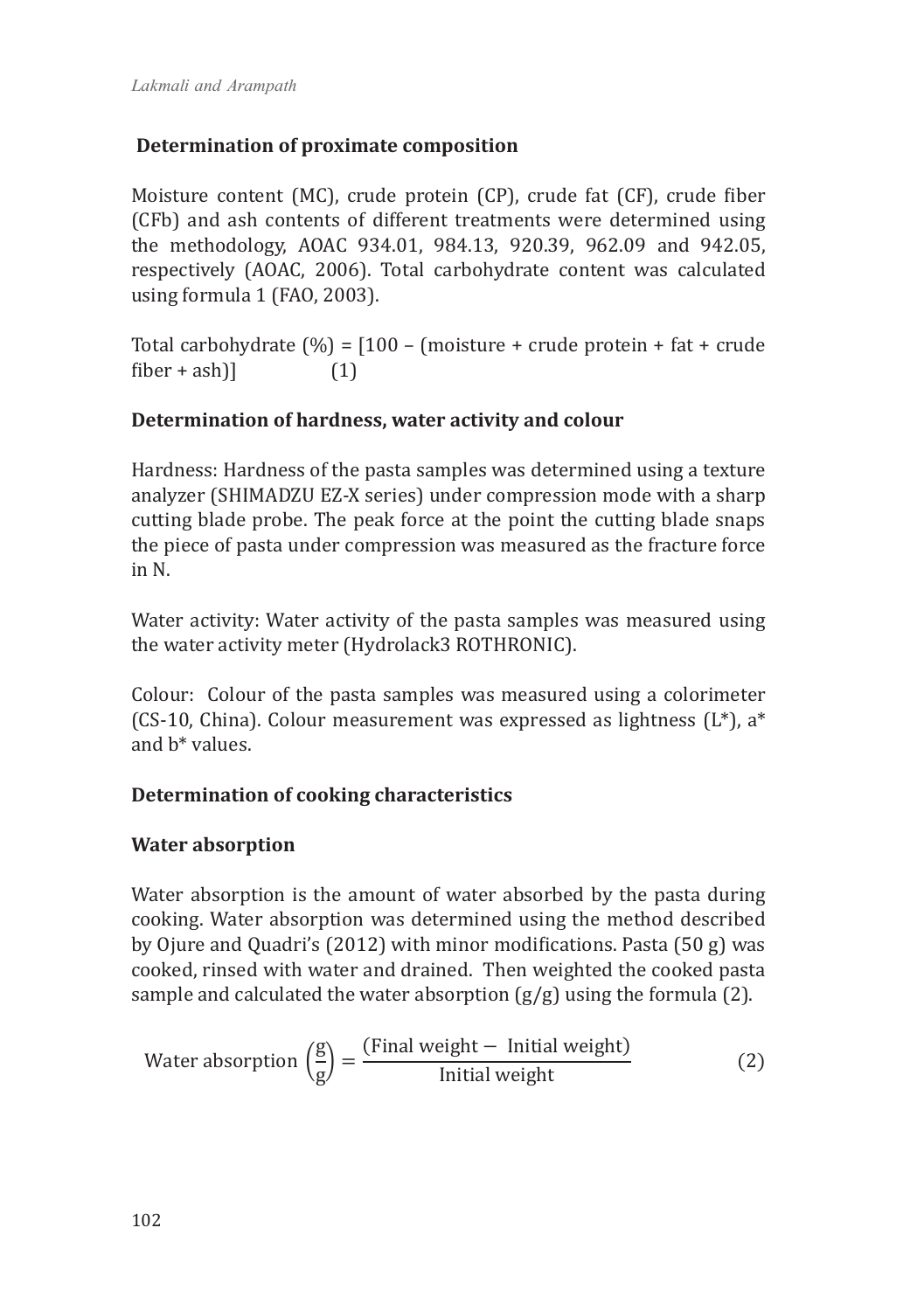### Determination of proximate composition

Moisture content (MC), crude protein (CP), crude fat (CF), crude fiber (CFb) and ash contents of different treatments were determined using the methodology, AOAC 934.01, 984.13, 920.39, 962.09 and 942.05, respectively (AOAC, 2006). Total carbohydrate content was calculated using formula 1 (FAO, 2003).

Total carbohydrate (%) = [100 – (moisture + crude protein + fat + crude fiber + ash)]    (1)

### Determination of hardness, water activity and colour

Hardness: Hardness of the pasta samples was determined using a texture analyzer (SHIMADZU EZ-X series) under compression mode with a sharp cutting blade probe. The peak force at the point the cutting blade snaps the piece of pasta under compression was measured as the fracture force in N.

Water activity: Water activity of the pasta samples was measured using the water activity meter (Hydrolack3 ROTHRONIC).

Colour: Colour of the pasta samples was measured using a colorimeter (CS-10, China). Colour measurement was expressed as lightness (L*), a* and b* values.

### Determination of cooking characteristics

### Water absorption

Water absorption is the amount of water absorbed by the pasta during cooking. Water absorption was determined using the method described by Ojure and Quadri's (2012) with minor modifications. Pasta (50 g) was cooked, rinsed with water and drained. Then weighted the cooked pasta sample and calculated the water absorption (g/g) using the formula (2).

$$\text{Water absorption}\left(\frac{\text{g}}{\text{g}}\right) = \frac{(\text{Final weight} - \text{Initial weight})}{\text{Initial weight}} \qquad (2)$$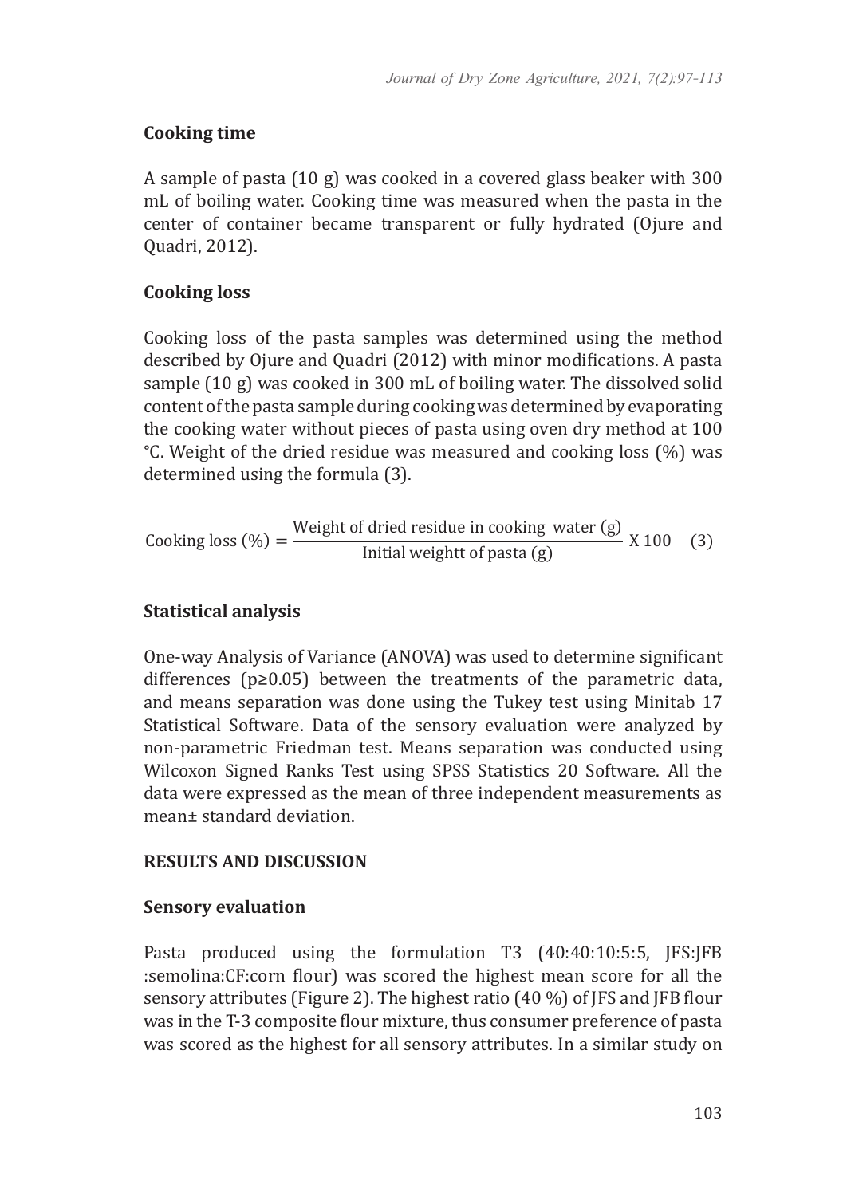### Cooking time

A sample of pasta (10 g) was cooked in a covered glass beaker with 300 mL of boiling water. Cooking time was measured when the pasta in the center of container became transparent or fully hydrated (Ojure and Quadri, 2012).

### Cooking loss

Cooking loss of the pasta samples was determined using the method described by Ojure and Quadri (2012) with minor modifications. A pasta sample (10 g) was cooked in 300 mL of boiling water. The dissolved solid content of the pasta sample during cooking was determined by evaporating the cooking water without pieces of pasta using oven dry method at 100 °C. Weight of the dried residue was measured and cooking loss (%) was determined using the formula (3).

$$\text{Cooking loss (\%)} = \frac{\text{Weight of dried residue in cooking water (g)}}{\text{Initial weightt of pasta (g)}} \text{ X } 100 \quad (3)$$

### Statistical analysis

One-way Analysis of Variance (ANOVA) was used to determine significant differences ($p \geq 0.05$) between the treatments of the parametric data, and means separation was done using the Tukey test using Minitab 17 Statistical Software. Data of the sensory evaluation were analyzed by non-parametric Friedman test. Means separation was conducted using Wilcoxon Signed Ranks Test using SPSS Statistics 20 Software. All the data were expressed as the mean of three independent measurements as mean± standard deviation.

## RESULTS AND DISCUSSION

### Sensory evaluation

Pasta produced using the formulation T3 (40:40:10:5:5, JFS:JFB :semolina:CF:corn flour) was scored the highest mean score for all the sensory attributes (Figure 2). The highest ratio (40 %) of JFS and JFB flour was in the T-3 composite flour mixture, thus consumer preference of pasta was scored as the highest for all sensory attributes. In a similar study on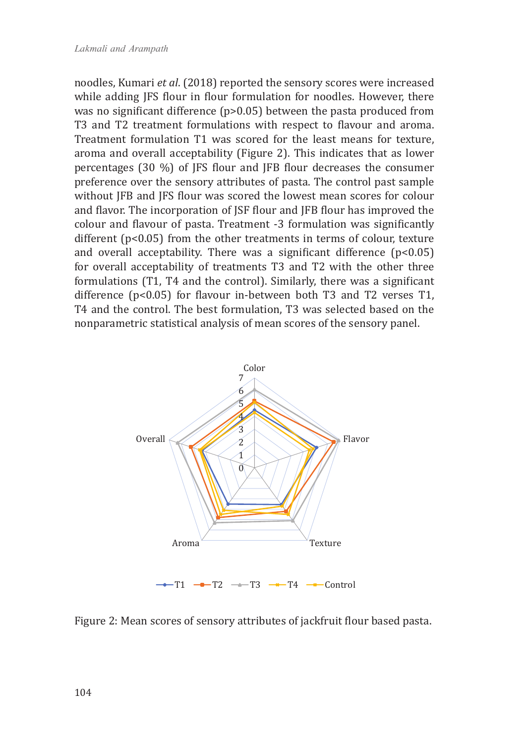noodles, Kumari *et al*. (2018) reported the sensory scores were increased while adding JFS flour in flour formulation for noodles. However, there was no significant difference ($p>0.05$) between the pasta produced from T3 and T2 treatment formulations with respect to flavour and aroma. Treatment formulation T1 was scored for the least means for texture, aroma and overall acceptability (Figure 2). This indicates that as lower percentages (30 %) of JFS flour and JFB flour decreases the consumer preference over the sensory attributes of pasta. The control past sample without JFB and JFS flour was scored the lowest mean scores for colour and flavor. The incorporation of JSF flour and JFB flour has improved the colour and flavour of pasta. Treatment -3 formulation was significantly different ($p<0.05$) from the other treatments in terms of colour, texture and overall acceptability. There was a significant difference ($p<0.05$) for overall acceptability of treatments T3 and T2 with the other three formulations (T1, T4 and the control). Similarly, there was a significant difference ($p<0.05$) for flavour in-between both T3 and T2 verses T1, T4 and the control. The best formulation, T3 was selected based on the nonparametric statistical analysis of mean scores of the sensory panel.

Figure 2: Mean scores of sensory attributes of jackfruit flour based pasta.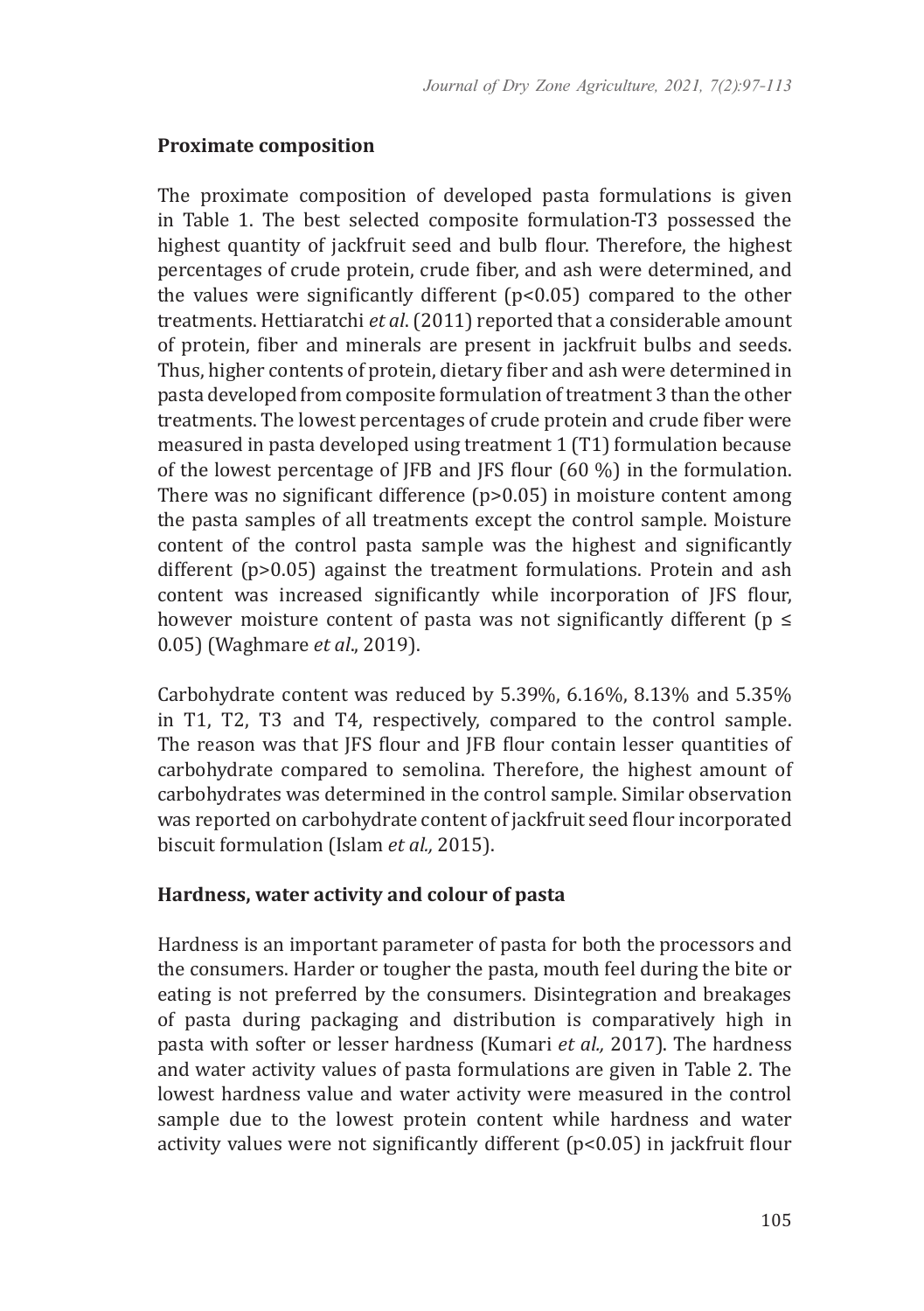## Proximate composition

The proximate composition of developed pasta formulations is given in Table 1. The best selected composite formulation-T3 possessed the highest quantity of jackfruit seed and bulb flour. Therefore, the highest percentages of crude protein, crude fiber, and ash were determined, and the values were significantly different ($p<0.05$) compared to the other treatments. Hettiaratchi *et al*. (2011) reported that a considerable amount of protein, fiber and minerals are present in jackfruit bulbs and seeds. Thus, higher contents of protein, dietary fiber and ash were determined in pasta developed from composite formulation of treatment 3 than the other treatments. The lowest percentages of crude protein and crude fiber were measured in pasta developed using treatment 1 (T1) formulation because of the lowest percentage of JFB and JFS flour (60 %) in the formulation. There was no significant difference ($p>0.05$) in moisture content among the pasta samples of all treatments except the control sample. Moisture content of the control pasta sample was the highest and significantly different ($p>0.05$) against the treatment formulations. Protein and ash content was increased significantly while incorporation of JFS flour, however moisture content of pasta was not significantly different ($p \leq 0.05$) (Waghmare *et al*., 2019).

Carbohydrate content was reduced by 5.39%, 6.16%, 8.13% and 5.35% in T1, T2, T3 and T4, respectively, compared to the control sample. The reason was that JFS flour and JFB flour contain lesser quantities of carbohydrate compared to semolina. Therefore, the highest amount of carbohydrates was determined in the control sample. Similar observation was reported on carbohydrate content of jackfruit seed flour incorporated biscuit formulation (Islam *et al.,* 2015).

## Hardness, water activity and colour of pasta

Hardness is an important parameter of pasta for both the processors and the consumers. Harder or tougher the pasta, mouth feel during the bite or eating is not preferred by the consumers. Disintegration and breakages of pasta during packaging and distribution is comparatively high in pasta with softer or lesser hardness (Kumari *et al.,* 2017). The hardness and water activity values of pasta formulations are given in Table 2. The lowest hardness value and water activity were measured in the control sample due to the lowest protein content while hardness and water activity values were not significantly different ($p<0.05$) in jackfruit flour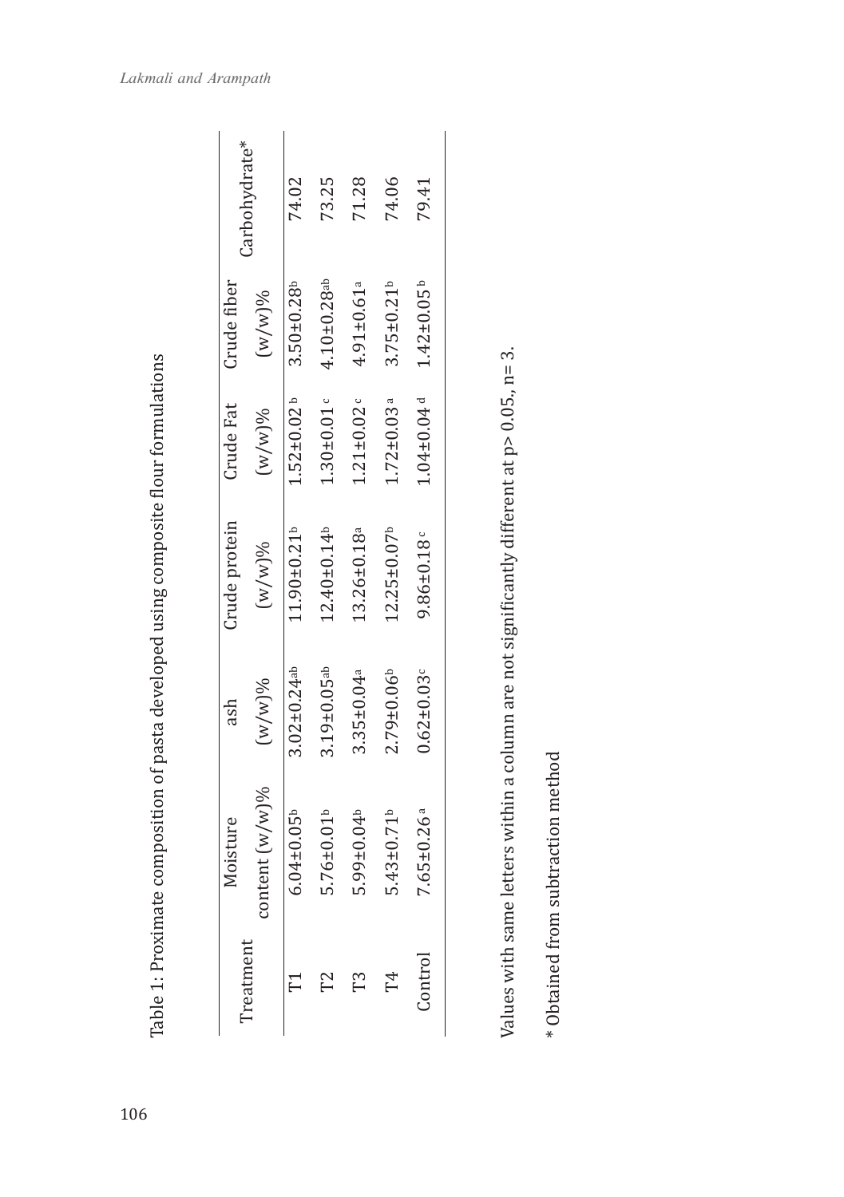Table 1: Proximate composition of pasta developed using composite flour formulations

| Treatment | Moisture content (w/w)% | ash (w/w)% | Crude protein (w/w)% | Crude Fat (w/w)% | Crude fiber (w/w)% | Carbohydrate* |
|---|---|---|---|---|---|---|
| T1 | 6.04±0.05$^{b}$ | 3.02±0.24$^{ab}$ | 11.90±0.21$^{b}$ | 1.52±0.02$^{b}$ | 3.50±0.28$^{b}$ | 74.02 |
| T2 | 5.76±0.01$^{b}$ | 3.19±0.05$^{ab}$ | 12.40±0.14$^{b}$ | 1.30±0.01$^{c}$ | 4.10±0.28$^{ab}$ | 73.25 |
| T3 | 5.99±0.04$^{b}$ | 3.35±0.04$^{a}$ | 13.26±0.18$^{a}$ | 1.21±0.02$^{c}$ | 4.91±0.61$^{a}$ | 71.28 |
| T4 | 5.43±0.71$^{b}$ | 2.79±0.06$^{b}$ | 12.25±0.07$^{b}$ | 1.72±0.03$^{a}$ | 3.75±0.21$^{b}$ | 74.06 |
| Control | 7.65±0.26$^{a}$ | 0.62±0.03$^{c}$ | 9.86±0.18$^{c}$ | 1.04±0.04$^{d}$ | 1.42±0.05$^{b}$ | 79.41 |

Values with same letters within a column are not significantly different at $p > 0.05$., n= 3.

\* Obtained from subtraction method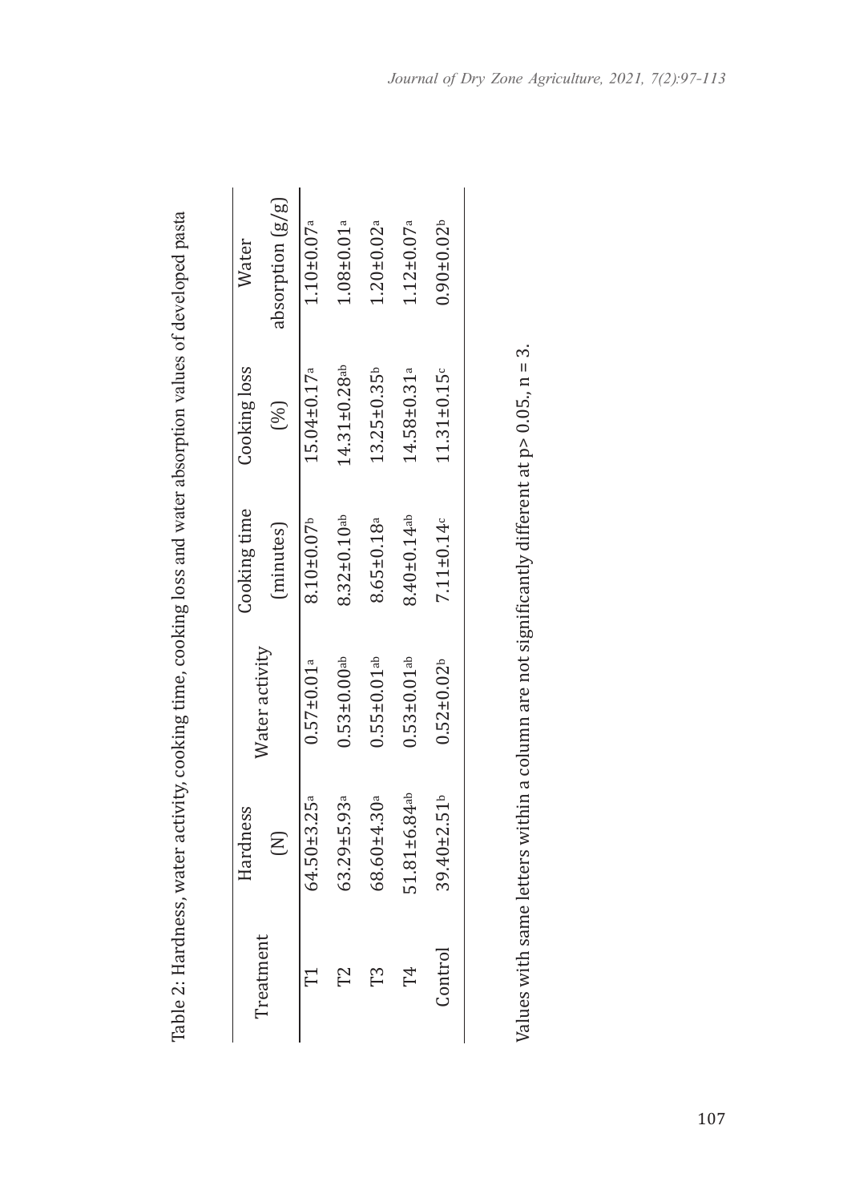Table 2: Hardness, water activity, cooking time, cooking loss and water absorption values of developed pasta

| Treatment | Hardness (N) | Water activity | Cooking time (minutes) | Cooking loss (%) | Water absorption (g/g) |
|---|---|---|---|---|---|
| T1 | $64.50\pm3.25^{a}$ | $0.57\pm0.01^{a}$ | $8.10\pm0.07^{b}$ | $15.04\pm0.17^{a}$ | $1.10\pm0.07^{a}$ |
| T2 | $63.29\pm5.93^{a}$ | $0.53\pm0.00^{ab}$ | $8.32\pm0.10^{ab}$ | $14.31\pm0.28^{ab}$ | $1.08\pm0.01^{a}$ |
| T3 | $68.60\pm4.30^{a}$ | $0.55\pm0.01^{ab}$ | $8.65\pm0.18^{a}$ | $13.25\pm0.35^{b}$ | $1.20\pm0.02^{a}$ |
| T4 | $51.81\pm6.84^{ab}$ | $0.53\pm0.01^{ab}$ | $8.40\pm0.14^{ab}$ | $14.58\pm0.31^{a}$ | $1.12\pm0.07^{a}$ |
| Control | $39.40\pm2.51^{b}$ | $0.52\pm0.02^{b}$ | $7.11\pm0.14^{c}$ | $11.31\pm0.15^{c}$ | $0.90\pm0.02^{b}$ |

Values with same letters within a column are not significantly different at $p > 0.05$., $n = 3$.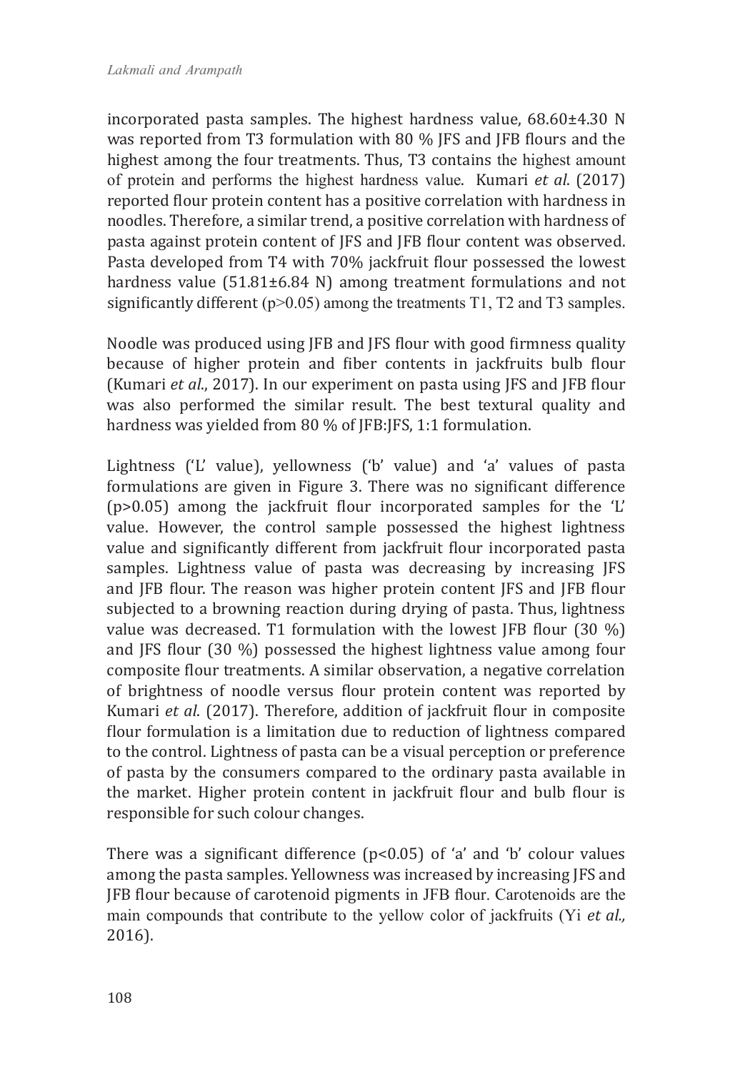incorporated pasta samples. The highest hardness value, 68.60±4.30 N was reported from T3 formulation with 80 % JFS and JFB flours and the highest among the four treatments. Thus, T3 contains the highest amount of protein and performs the highest hardness value. Kumari *et al*. (2017) reported flour protein content has a positive correlation with hardness in noodles. Therefore, a similar trend, a positive correlation with hardness of pasta against protein content of JFS and JFB flour content was observed. Pasta developed from T4 with 70% jackfruit flour possessed the lowest hardness value (51.81±6.84 N) among treatment formulations and not significantly different ($p>0.05$) among the treatments T1, T2 and T3 samples.

Noodle was produced using JFB and JFS flour with good firmness quality because of higher protein and fiber contents in jackfruits bulb flour (Kumari *et al*., 2017). In our experiment on pasta using JFS and JFB flour was also performed the similar result. The best textural quality and hardness was yielded from 80 % of JFB:JFS, 1:1 formulation.

Lightness ('L' value), yellowness ('b' value) and 'a' values of pasta formulations are given in Figure 3. There was no significant difference ($p>0.05$) among the jackfruit flour incorporated samples for the 'L' value. However, the control sample possessed the highest lightness value and significantly different from jackfruit flour incorporated pasta samples. Lightness value of pasta was decreasing by increasing JFS and JFB flour. The reason was higher protein content JFS and JFB flour subjected to a browning reaction during drying of pasta. Thus, lightness value was decreased. T1 formulation with the lowest JFB flour (30 %) and JFS flour (30 %) possessed the highest lightness value among four composite flour treatments. A similar observation, a negative correlation of brightness of noodle versus flour protein content was reported by Kumari *et al*. (2017). Therefore, addition of jackfruit flour in composite flour formulation is a limitation due to reduction of lightness compared to the control. Lightness of pasta can be a visual perception or preference of pasta by the consumers compared to the ordinary pasta available in the market. Higher protein content in jackfruit flour and bulb flour is responsible for such colour changes.

There was a significant difference ($p<0.05$) of 'a' and 'b' colour values among the pasta samples. Yellowness was increased by increasing JFS and JFB flour because of carotenoid pigments in JFB flour. Carotenoids are the main compounds that contribute to the yellow color of jackfruits (Yi *et al.,* 2016).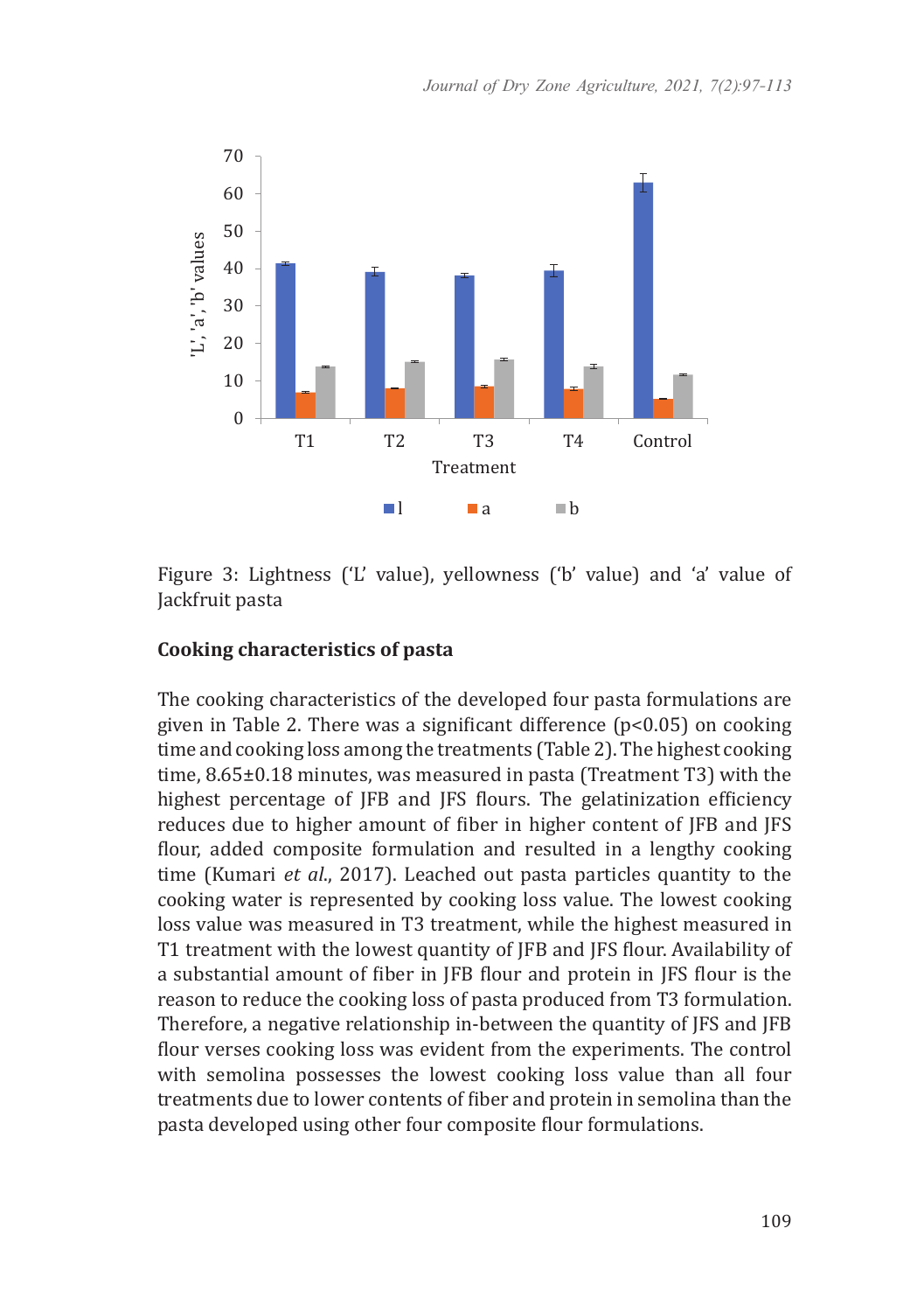Figure 3: Lightness ('L' value), yellowness ('b' value) and 'a' value of Jackfruit pasta

## Cooking characteristics of pasta

The cooking characteristics of the developed four pasta formulations are given in Table 2. There was a significant difference ($p<0.05$) on cooking time and cooking loss among the treatments (Table 2). The highest cooking time, 8.65±0.18 minutes, was measured in pasta (Treatment T3) with the highest percentage of JFB and JFS flours. The gelatinization efficiency reduces due to higher amount of fiber in higher content of JFB and JFS flour, added composite formulation and resulted in a lengthy cooking time (Kumari *et al.*, 2017). Leached out pasta particles quantity to the cooking water is represented by cooking loss value. The lowest cooking loss value was measured in T3 treatment, while the highest measured in T1 treatment with the lowest quantity of JFB and JFS flour. Availability of a substantial amount of fiber in JFB flour and protein in JFS flour is the reason to reduce the cooking loss of pasta produced from T3 formulation. Therefore, a negative relationship in-between the quantity of JFS and JFB flour verses cooking loss was evident from the experiments. The control with semolina possesses the lowest cooking loss value than all four treatments due to lower contents of fiber and protein in semolina than the pasta developed using other four composite flour formulations.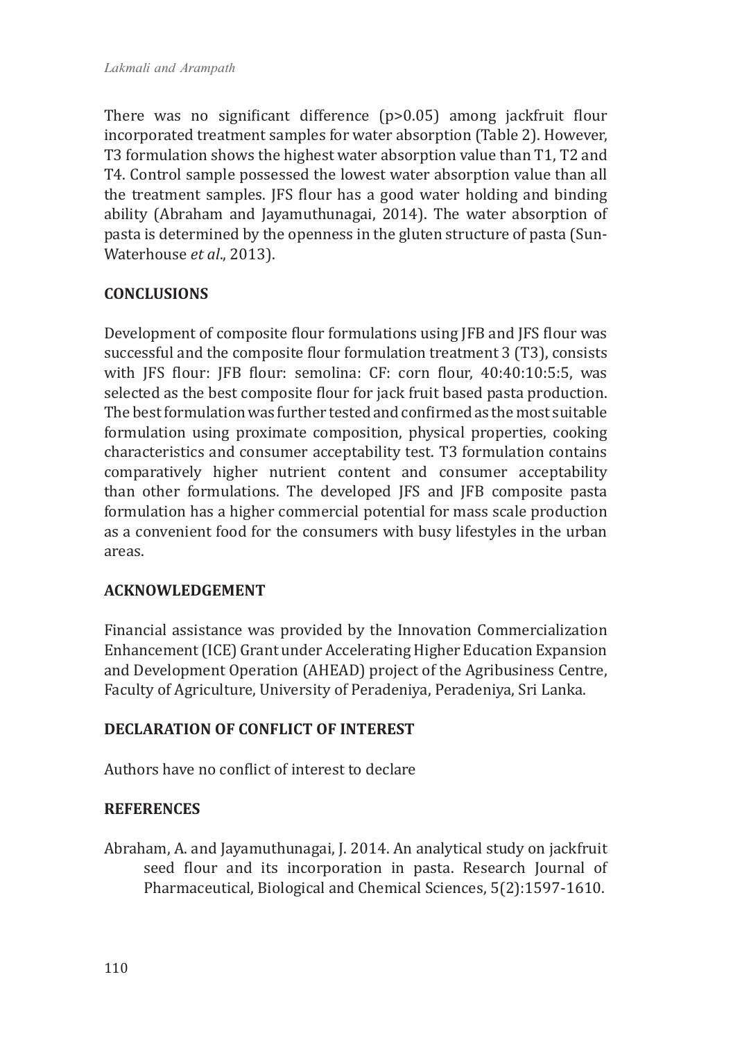There was no significant difference ($p>0.05$) among jackfruit flour incorporated treatment samples for water absorption (Table 2). However, T3 formulation shows the highest water absorption value than T1, T2 and T4. Control sample possessed the lowest water absorption value than all the treatment samples. JFS flour has a good water holding and binding ability (Abraham and Jayamuthunagai, 2014). The water absorption of pasta is determined by the openness in the gluten structure of pasta (Sun-Waterhouse *et al*., 2013).

## CONCLUSIONS

Development of composite flour formulations using JFB and JFS flour was successful and the composite flour formulation treatment 3 (T3), consists with JFS flour: JFB flour: semolina: CF: corn flour, 40:40:10:5:5, was selected as the best composite flour for jack fruit based pasta production. The best formulation was further tested and confirmed as the most suitable formulation using proximate composition, physical properties, cooking characteristics and consumer acceptability test. T3 formulation contains comparatively higher nutrient content and consumer acceptability than other formulations. The developed JFS and JFB composite pasta formulation has a higher commercial potential for mass scale production as a convenient food for the consumers with busy lifestyles in the urban areas.

## ACKNOWLEDGEMENT

Financial assistance was provided by the Innovation Commercialization Enhancement (ICE) Grant under Accelerating Higher Education Expansion and Development Operation (AHEAD) project of the Agribusiness Centre, Faculty of Agriculture, University of Peradeniya, Peradeniya, Sri Lanka.

## DECLARATION OF CONFLICT OF INTEREST

Authors have no conflict of interest to declare

## REFERENCES

Abraham, A. and Jayamuthunagai, J. 2014. An analytical study on jackfruit seed flour and its incorporation in pasta. Research Journal of Pharmaceutical, Biological and Chemical Sciences, 5(2):1597-1610.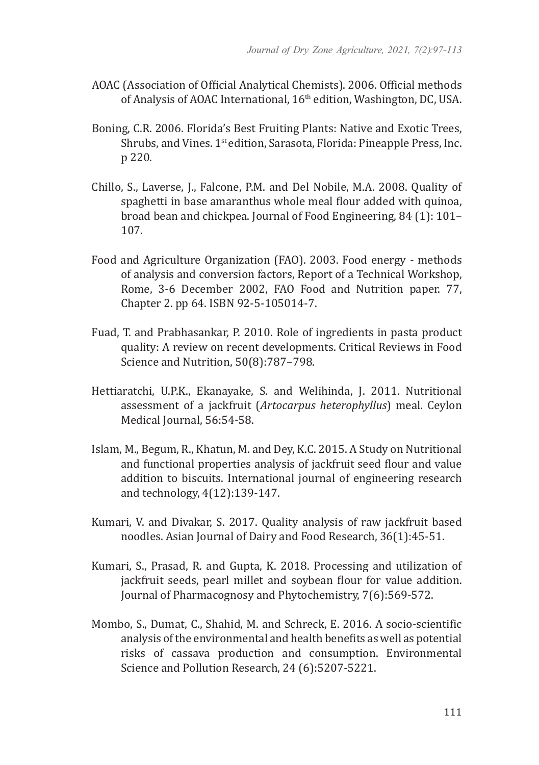AOAC (Association of Official Analytical Chemists). 2006. Official methods of Analysis of AOAC International, 16th edition, Washington, DC, USA.

Boning, C.R. 2006. Florida's Best Fruiting Plants: Native and Exotic Trees, Shrubs, and Vines. 1st edition, Sarasota, Florida: Pineapple Press, Inc. p 220.

Chillo, S., Laverse, J., Falcone, P.M. and Del Nobile, M.A. 2008. Quality of spaghetti in base amaranthus whole meal flour added with quinoa, broad bean and chickpea. Journal of Food Engineering, 84 (1): 101–107.

Food and Agriculture Organization (FAO). 2003. Food energy - methods of analysis and conversion factors, Report of a Technical Workshop, Rome, 3-6 December 2002, FAO Food and Nutrition paper. 77, Chapter 2. pp 64. ISBN 92-5-105014-7.

Fuad, T. and Prabhasankar, P. 2010. Role of ingredients in pasta product quality: A review on recent developments. Critical Reviews in Food Science and Nutrition, 50(8):787–798.

Hettiaratchi, U.P.K., Ekanayake, S. and Welihinda, J. 2011. Nutritional assessment of a jackfruit (*Artocarpus heterophyllus*) meal. Ceylon Medical Journal, 56:54-58.

Islam, M., Begum, R., Khatun, M. and Dey, K.C. 2015. A Study on Nutritional and functional properties analysis of jackfruit seed flour and value addition to biscuits. International journal of engineering research and technology, 4(12):139-147.

Kumari, V. and Divakar, S. 2017. Quality analysis of raw jackfruit based noodles. Asian Journal of Dairy and Food Research, 36(1):45-51.

Kumari, S., Prasad, R. and Gupta, K. 2018. Processing and utilization of jackfruit seeds, pearl millet and soybean flour for value addition. Journal of Pharmacognosy and Phytochemistry, 7(6):569-572.

Mombo, S., Dumat, C., Shahid, M. and Schreck, E. 2016. A socio-scientific analysis of the environmental and health benefits as well as potential risks of cassava production and consumption. Environmental Science and Pollution Research, 24 (6):5207-5221.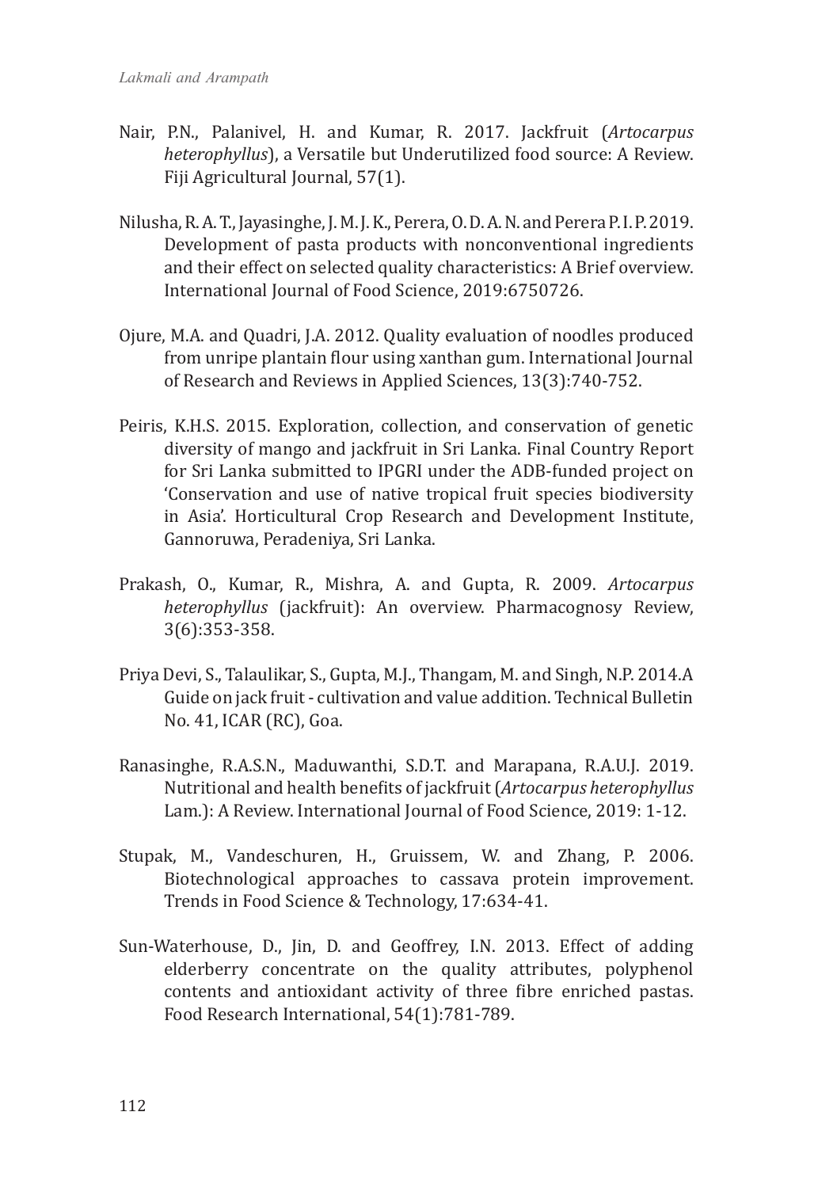Nair, P.N., Palanivel, H. and Kumar, R. 2017. Jackfruit (*Artocarpus heterophyllus*), a Versatile but Underutilized food source: A Review. Fiji Agricultural Journal, 57(1).

Nilusha, R. A. T., Jayasinghe, J. M. J. K., Perera, O. D. A. N. and Perera P. I. P. 2019. Development of pasta products with nonconventional ingredients and their effect on selected quality characteristics: A Brief overview. International Journal of Food Science, 2019:6750726.

Ojure, M.A. and Quadri, J.A. 2012. Quality evaluation of noodles produced from unripe plantain flour using xanthan gum. International Journal of Research and Reviews in Applied Sciences, 13(3):740-752.

Peiris, K.H.S. 2015. Exploration, collection, and conservation of genetic diversity of mango and jackfruit in Sri Lanka. Final Country Report for Sri Lanka submitted to IPGRI under the ADB-funded project on 'Conservation and use of native tropical fruit species biodiversity in Asia'. Horticultural Crop Research and Development Institute, Gannoruwa, Peradeniya, Sri Lanka.

Prakash, O., Kumar, R., Mishra, A. and Gupta, R. 2009. *Artocarpus heterophyllus* (jackfruit): An overview. Pharmacognosy Review, 3(6):353-358.

Priya Devi, S., Talaulikar, S., Gupta, M.J., Thangam, M. and Singh, N.P. 2014.A Guide on jack fruit - cultivation and value addition. Technical Bulletin No. 41, ICAR (RC), Goa.

Ranasinghe, R.A.S.N., Maduwanthi, S.D.T. and Marapana, R.A.U.J. 2019. Nutritional and health benefits of jackfruit (*Artocarpus heterophyllus* Lam.): A Review. International Journal of Food Science, 2019: 1-12.

Stupak, M., Vandeschuren, H., Gruissem, W. and Zhang, P. 2006. Biotechnological approaches to cassava protein improvement. Trends in Food Science & Technology, 17:634-41.

Sun-Waterhouse, D., Jin, D. and Geoffrey, I.N. 2013. Effect of adding elderberry concentrate on the quality attributes, polyphenol contents and antioxidant activity of three fibre enriched pastas. Food Research International, 54(1):781-789.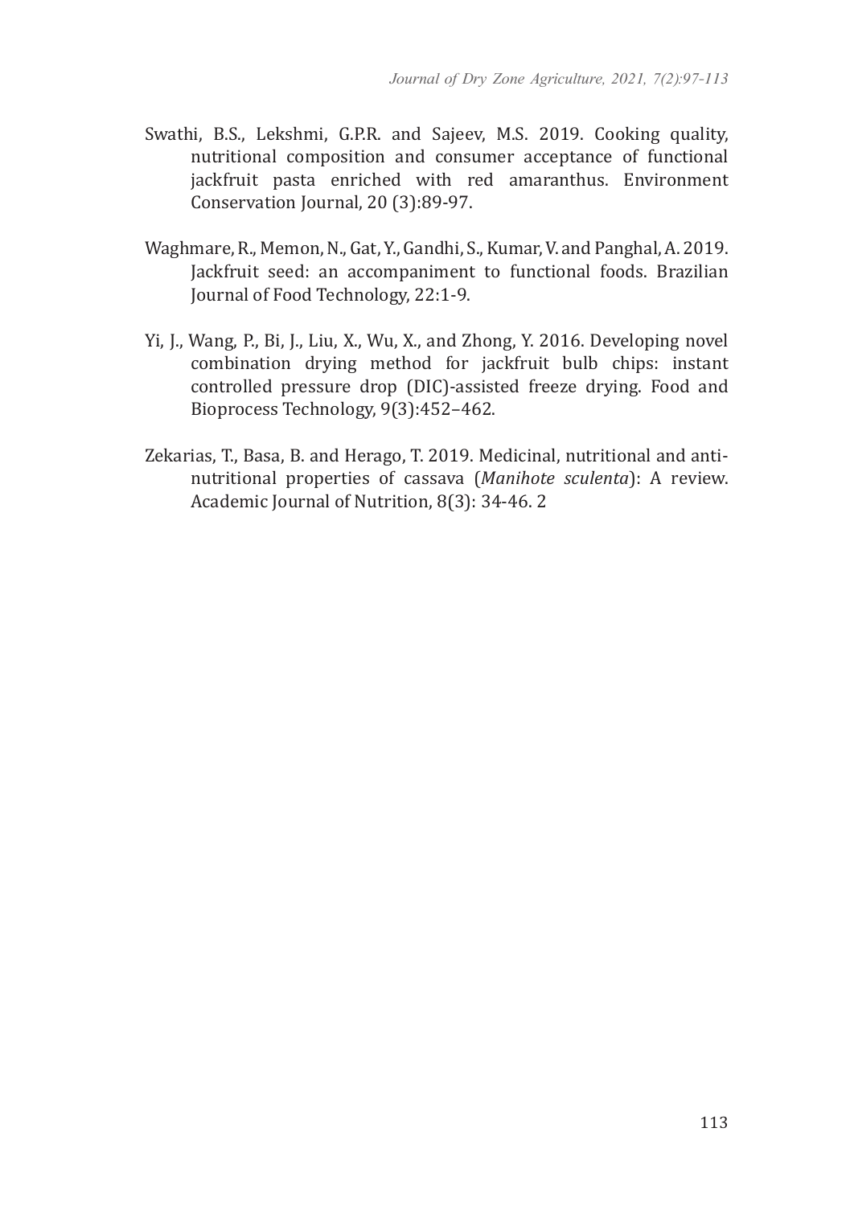Swathi, B.S., Lekshmi, G.P.R. and Sajeev, M.S. 2019. Cooking quality, nutritional composition and consumer acceptance of functional jackfruit pasta enriched with red amaranthus. Environment Conservation Journal, 20 (3):89-97.

Waghmare, R., Memon, N., Gat, Y., Gandhi, S., Kumar, V. and Panghal, A. 2019. Jackfruit seed: an accompaniment to functional foods. Brazilian Journal of Food Technology, 22:1-9.

Yi, J., Wang, P., Bi, J., Liu, X., Wu, X., and Zhong, Y. 2016. Developing novel combination drying method for jackfruit bulb chips: instant controlled pressure drop (DIC)-assisted freeze drying. Food and Bioprocess Technology, 9(3):452–462.

Zekarias, T., Basa, B. and Herago, T. 2019. Medicinal, nutritional and anti-nutritional properties of cassava (*Manihote sculenta*): A review. Academic Journal of Nutrition, 8(3): 34-46. 2